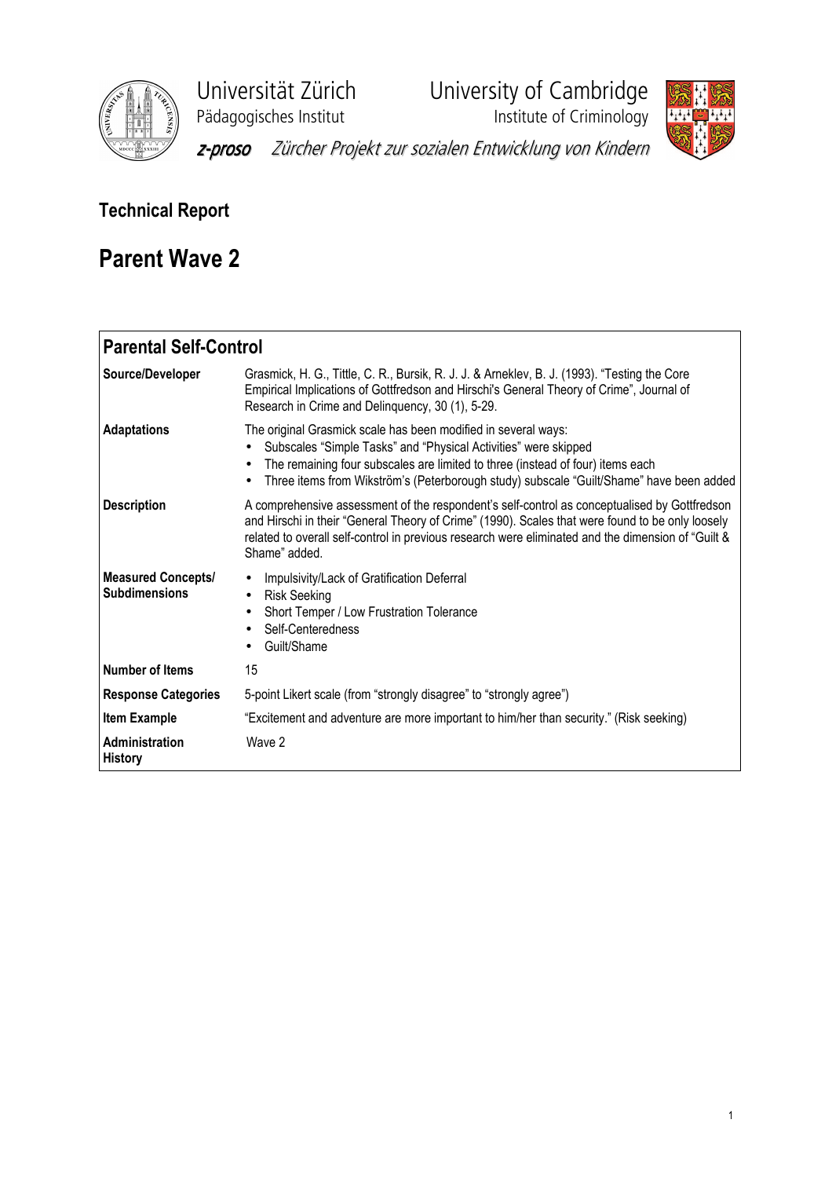Universität Zürich
Pädagogisches Institut

University of Cambridge
Institute of Criminology

*z-proso* *Zürcher Projekt zur sozialen Entwicklung von Kindern*

## Technical Report

# Parent Wave 2

| **Parental Self-Control** | |
|---|---|
| **Source/Developer** | Grasmick, H. G., Tittle, C. R., Bursik, R. J. J. & Arneklev, B. J. (1993). "Testing the Core Empirical Implications of Gottfredson and Hirschi's General Theory of Crime", Journal of Research in Crime and Delinquency, 30 (1), 5-29. |
| **Adaptations** | The original Grasmick scale has been modified in several ways: <br>• Subscales "Simple Tasks" and "Physical Activities" were skipped <br>• The remaining four subscales are limited to three (instead of four) items each <br>• Three items from Wikström's (Peterborough study) subscale "Guilt/Shame" have been added |
| **Description** | A comprehensive assessment of the respondent's self-control as conceptualised by Gottfredson and Hirschi in their "General Theory of Crime" (1990). Scales that were found to be only loosely related to overall self-control in previous research were eliminated and the dimension of "Guilt & Shame" added. |
| **Measured Concepts/ Subdimensions** | • Impulsivity/Lack of Gratification Deferral <br>• Risk Seeking <br>• Short Temper / Low Frustration Tolerance <br>• Self-Centeredness <br>• Guilt/Shame |
| **Number of Items** | 15 |
| **Response Categories** | 5-point Likert scale (from "strongly disagree" to "strongly agree") |
| **Item Example** | "Excitement and adventure are more important to him/her than security." (Risk seeking) |
| **Administration History** | Wave 2 |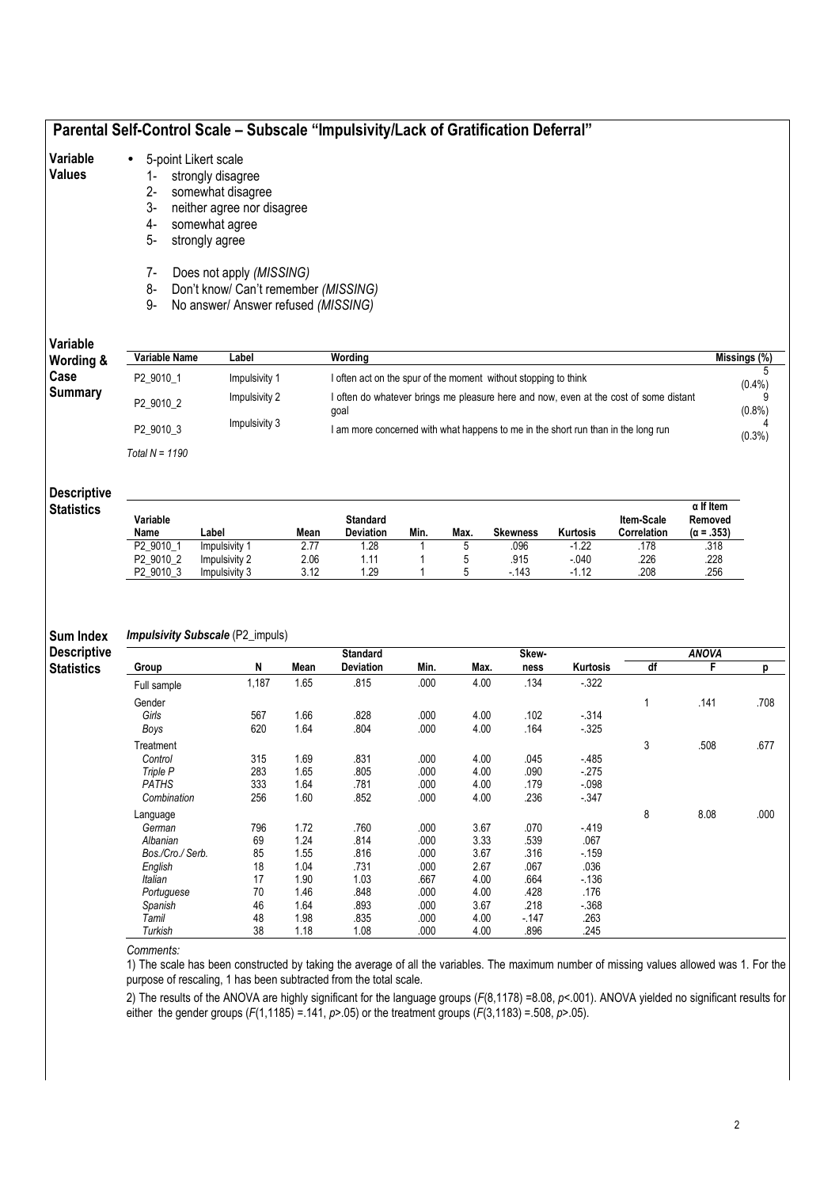## Parental Self-Control Scale – Subscale "Impulsivity/Lack of Gratification Deferral"

**Variable Values**

- 5-point Likert scale
  1- strongly disagree
  2- somewhat disagree
  3- neither agree nor disagree
  4- somewhat agree
  5- strongly agree

  7- Does not apply *(MISSING)*
  8- Don't know/ Can't remember *(MISSING)*
  9- No answer/ Answer refused *(MISSING)*

**Variable Wording & Case Summary**

| Variable Name | Label | Wording | Missings (%) |
|---|---|---|---|
| P2_9010_1 | Impulsivity 1 | I often act on the spur of the moment without stopping to think | 5 (0.4%) |
| P2_9010_2 | Impulsivity 2 | I often do whatever brings me pleasure here and now, even at the cost of some distant goal | 9 (0.8%) |
| P2_9010_3 | Impulsivity 3 | I am more concerned with what happens to me in the short run than in the long run | 4 (0.3%) |

*Total N = 1190*

**Descriptive Statistics**

| Variable Name | Label | Mean | Standard Deviation | Min. | Max. | Skewness | Kurtosis | Item-Scale Correlation | α If Item Removed (α = .353) |
|---|---|---|---|---|---|---|---|---|---|
| P2_9010_1 | Impulsivity 1 | 2.77 | 1.28 | 1 | 5 | .096 | -1.22 | .178 | .318 |
| P2_9010_2 | Impulsivity 2 | 2.06 | 1.11 | 1 | 5 | .915 | -.040 | .226 | .228 |
| P2_9010_3 | Impulsivity 3 | 3.12 | 1.29 | 1 | 5 | -.143 | -1.12 | .208 | .256 |

**Sum Index Descriptive Statistics**

***Impulsivity Subscale*** (P2_impuls)

| Group | N | Mean | Standard Deviation | Min. | Max. | Skew-ness | Kurtosis | ANOVA df | F | p |
|---|---|---|---|---|---|---|---|---|---|---|
| Full sample | 1,187 | 1.65 | .815 | .000 | 4.00 | .134 | -.322 | | | |
| Gender | | | | | | | | 1 | .141 | .708 |
| *Girls* | 567 | 1.66 | .828 | .000 | 4.00 | .102 | -.314 | | | |
| *Boys* | 620 | 1.64 | .804 | .000 | 4.00 | .164 | -.325 | | | |
| Treatment | | | | | | | | 3 | .508 | .677 |
| *Control* | 315 | 1.69 | .831 | .000 | 4.00 | .045 | -.485 | | | |
| *Triple P* | 283 | 1.65 | .805 | .000 | 4.00 | .090 | -.275 | | | |
| *PATHS* | 333 | 1.64 | .781 | .000 | 4.00 | .179 | -.098 | | | |
| *Combination* | 256 | 1.60 | .852 | .000 | 4.00 | .236 | -.347 | | | |
| Language | | | | | | | | 8 | 8.08 | .000 |
| *German* | 796 | 1.72 | .760 | .000 | 3.67 | .070 | -.419 | | | |
| *Albanian* | 69 | 1.24 | .814 | .000 | 3.33 | .539 | .067 | | | |
| *Bos./Cro./ Serb.* | 85 | 1.55 | .816 | .000 | 3.67 | .316 | -.159 | | | |
| *English* | 18 | 1.04 | .731 | .000 | 2.67 | .067 | .036 | | | |
| *Italian* | 17 | 1.90 | 1.03 | .667 | 4.00 | .664 | -.136 | | | |
| *Portuguese* | 70 | 1.46 | .848 | .000 | 4.00 | .428 | .176 | | | |
| *Spanish* | 46 | 1.64 | .893 | .000 | 3.67 | .218 | -.368 | | | |
| *Tamil* | 48 | 1.98 | .835 | .000 | 4.00 | -.147 | .263 | | | |
| *Turkish* | 38 | 1.18 | 1.08 | .000 | 4.00 | .896 | .245 | | | |

*Comments:*

1) The scale has been constructed by taking the average of all the variables. The maximum number of missing values allowed was 1. For the purpose of rescaling, 1 has been subtracted from the total scale.

2) The results of the ANOVA are highly significant for the language groups ($F(8,1178) = 8.08$, $p < .001$). ANOVA yielded no significant results for either the gender groups ($F(1,1185) = .141$, $p > .05$) or the treatment groups ($F(3,1183) = .508$, $p > .05$).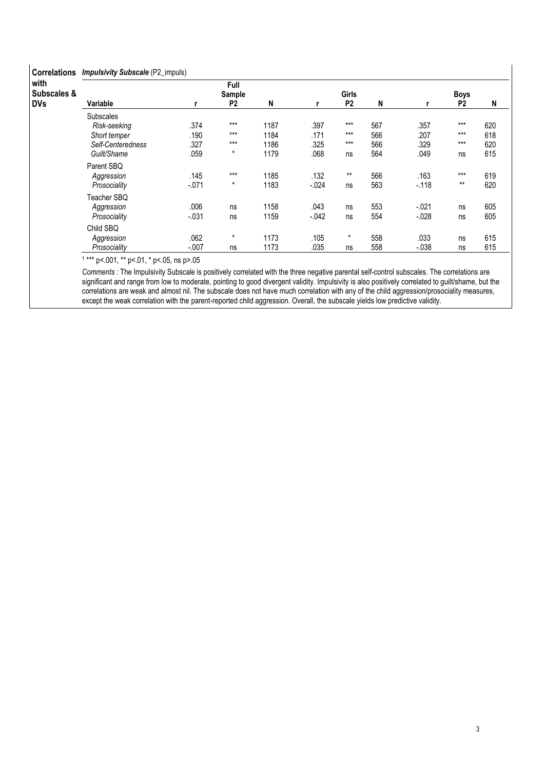**Correlations with Subscales & DVs** — ***Impulsivity Subscale*** (P2_impuls)

| Variable | Full Sample r | Full Sample P2 | Full Sample N | Girls r | Girls P2 | Girls N | Boys r | Boys P2 | Boys N |
|---|---|---|---|---|---|---|---|---|---|
| Subscales | | | | | | | | | |
| *Risk-seeking* | .374 | *** | 1187 | .397 | *** | 567 | .357 | *** | 620 |
| *Short temper* | .190 | *** | 1184 | .171 | *** | 566 | .207 | *** | 618 |
| *Self-Centeredness* | .327 | *** | 1186 | .325 | *** | 566 | .329 | *** | 620 |
| *Guilt/Shame* | .059 | * | 1179 | .068 | ns | 564 | .049 | ns | 615 |
| Parent SBQ | | | | | | | | | |
| *Aggression* | .145 | *** | 1185 | .132 | ** | 566 | .163 | *** | 619 |
| *Prosociality* | -.071 | * | 1183 | -.024 | ns | 563 | -.118 | ** | 620 |
| Teacher SBQ | | | | | | | | | |
| *Aggression* | .006 | ns | 1158 | .043 | ns | 553 | -.021 | ns | 605 |
| *Prosociality* | -.031 | ns | 1159 | -.042 | ns | 554 | -.028 | ns | 605 |
| Child SBQ | | | | | | | | | |
| *Aggression* | .062 | * | 1173 | .105 | * | 558 | .033 | ns | 615 |
| *Prosociality* | -.007 | ns | 1173 | .035 | ns | 558 | -.038 | ns | 615 |

[1] *** p<.001, ** p<.01, * p<.05, ns p>.05

*Comments* : The Impulsivity Subscale is positively correlated with the three negative parental self-control subscales. The correlations are significant and range from low to moderate, pointing to good divergent validity. Impulsivity is also positively correlated to guilt/shame, but the correlations are weak and almost nil. The subscale does not have much correlation with any of the child aggression/prosociality measures, except the weak correlation with the parent-reported child aggression. Overall, the subscale yields low predictive validity.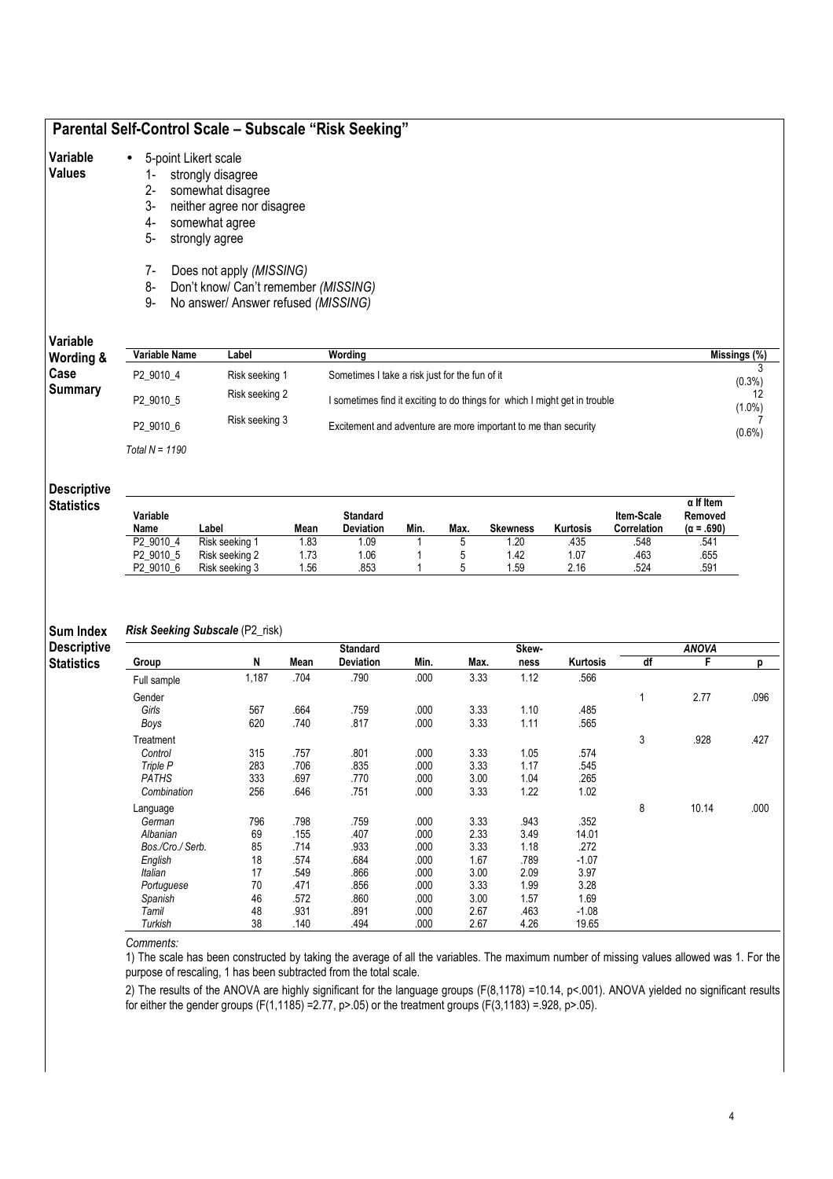## Parental Self-Control Scale – Subscale "Risk Seeking"

**Variable Values**

- 5-point Likert scale
  1- strongly disagree
  2- somewhat disagree
  3- neither agree nor disagree
  4- somewhat agree
  5- strongly agree

  7- Does not apply *(MISSING)*
  8- Don't know/ Can't remember *(MISSING)*
  9- No answer/ Answer refused *(MISSING)*

**Variable Wording & Case Summary**

| Variable Name | Label | Wording | Missings (%) |
|---|---|---|---|
| P2_9010_4 | Risk seeking 1 | Sometimes I take a risk just for the fun of it | 3 (0.3%) |
| P2_9010_5 | Risk seeking 2 | I sometimes find it exciting to do things for which I might get in trouble | 12 (1.0%) |
| P2_9010_6 | Risk seeking 3 | Excitement and adventure are more important to me than security | 7 (0.6%) |

*Total N = 1190*

**Descriptive Statistics**

| Variable Name | Label | Mean | Standard Deviation | Min. | Max. | Skewness | Kurtosis | Item-Scale Correlation | α If Item Removed (α = .690) |
|---|---|---|---|---|---|---|---|---|---|
| P2_9010_4 | Risk seeking 1 | 1.83 | 1.09 | 1 | 5 | 1.20 | .435 | .548 | .541 |
| P2_9010_5 | Risk seeking 2 | 1.73 | 1.06 | 1 | 5 | 1.42 | 1.07 | .463 | .655 |
| P2_9010_6 | Risk seeking 3 | 1.56 | .853 | 1 | 5 | 1.59 | 2.16 | .524 | .591 |

**Sum Index Descriptive Statistics**

***Risk Seeking Subscale*** (P2_risk)

| Group | N | Mean | Standard Deviation | Min. | Max. | Skew-ness | Kurtosis | ANOVA df | ANOVA F | ANOVA p |
|---|---|---|---|---|---|---|---|---|---|---|
| Full sample | 1,187 | .704 | .790 | .000 | 3.33 | 1.12 | .566 | | | |
| Gender | | | | | | | | 1 | 2.77 | .096 |
| *Girls* | 567 | .664 | .759 | .000 | 3.33 | 1.10 | .485 | | | |
| *Boys* | 620 | .740 | .817 | .000 | 3.33 | 1.11 | .565 | | | |
| Treatment | | | | | | | | 3 | .928 | .427 |
| *Control* | 315 | .757 | .801 | .000 | 3.33 | 1.05 | .574 | | | |
| *Triple P* | 283 | .706 | .835 | .000 | 3.33 | 1.17 | .545 | | | |
| *PATHS* | 333 | .697 | .770 | .000 | 3.00 | 1.04 | .265 | | | |
| *Combination* | 256 | .646 | .751 | .000 | 3.33 | 1.22 | 1.02 | | | |
| Language | | | | | | | | 8 | 10.14 | .000 |
| *German* | 796 | .798 | .759 | .000 | 3.33 | .943 | .352 | | | |
| *Albanian* | 69 | .155 | .407 | .000 | 2.33 | 3.49 | 14.01 | | | |
| *Bos./Cro./ Serb.* | 85 | .714 | .933 | .000 | 3.33 | 1.18 | .272 | | | |
| *English* | 18 | .574 | .684 | .000 | 1.67 | .789 | -1.07 | | | |
| *Italian* | 17 | .549 | .866 | .000 | 3.00 | 2.09 | 3.97 | | | |
| *Portuguese* | 70 | .471 | .856 | .000 | 3.33 | 1.99 | 3.28 | | | |
| *Spanish* | 46 | .572 | .860 | .000 | 3.00 | 1.57 | 1.69 | | | |
| *Tamil* | 48 | .931 | .891 | .000 | 2.67 | .463 | -1.08 | | | |
| *Turkish* | 38 | .140 | .494 | .000 | 2.67 | 4.26 | 19.65 | | | |

*Comments:*

1) The scale has been constructed by taking the average of all the variables. The maximum number of missing values allowed was 1. For the purpose of rescaling, 1 has been subtracted from the total scale.

2) The results of the ANOVA are highly significant for the language groups ($F(8,1178) = 10.14$, $p<.001$). ANOVA yielded no significant results for either the gender groups ($F(1,1185) = 2.77$, $p>.05$) or the treatment groups ($F(3,1183) = .928$, $p>.05$).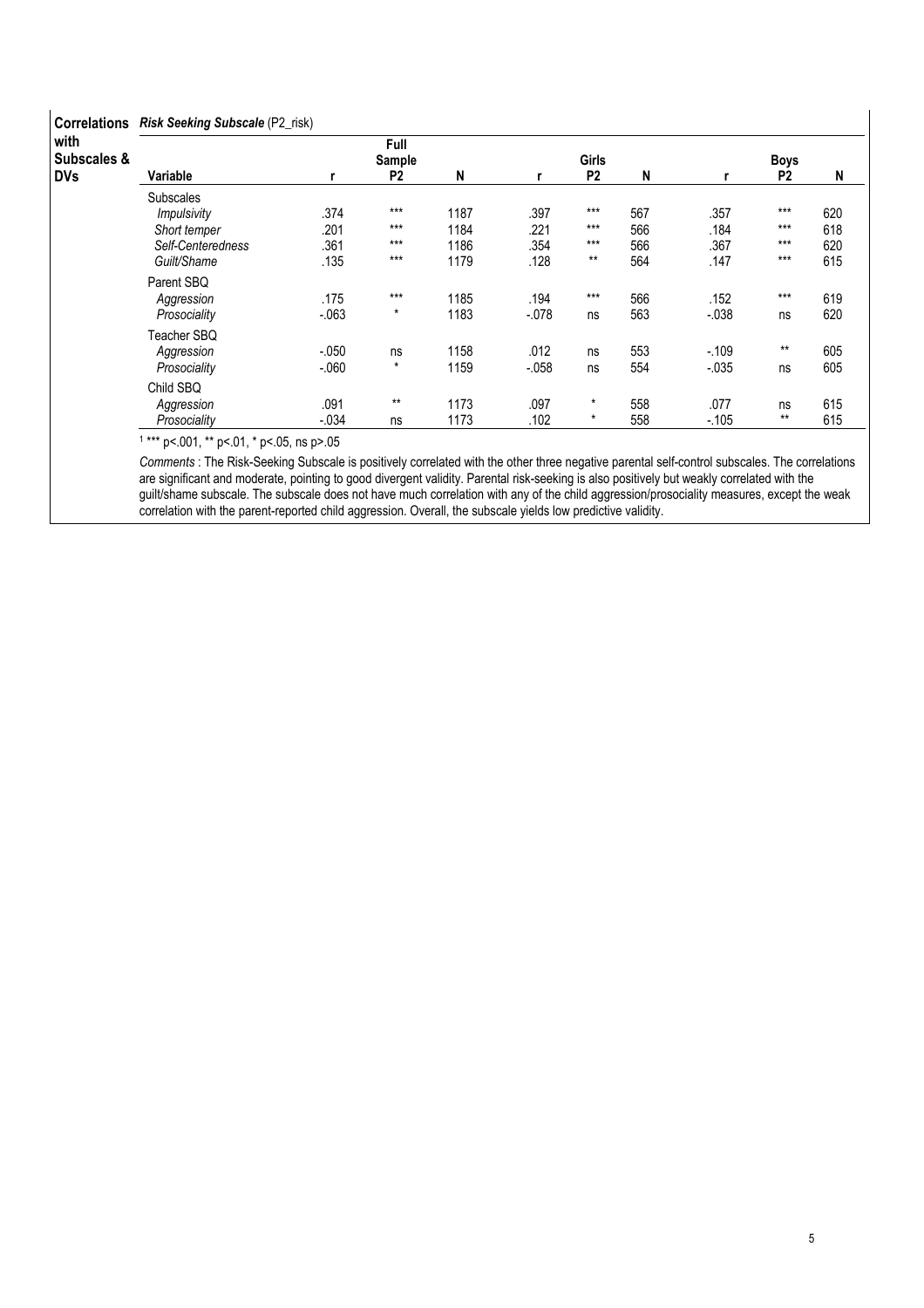**Correlations with Subscales & DVs** — ***Risk Seeking Subscale*** **(P2_risk)**

| Variable | Full Sample r | Full Sample P2 | Full Sample N | Girls r | Girls P2 | Girls N | Boys r | Boys P2 | Boys N |
|---|---|---|---|---|---|---|---|---|---|
| Subscales | | | | | | | | | |
| *Impulsivity* | .374 | *** | 1187 | .397 | *** | 567 | .357 | *** | 620 |
| *Short temper* | .201 | *** | 1184 | .221 | *** | 566 | .184 | *** | 618 |
| *Self-Centeredness* | .361 | *** | 1186 | .354 | *** | 566 | .367 | *** | 620 |
| *Guilt/Shame* | .135 | *** | 1179 | .128 | ** | 564 | .147 | *** | 615 |
| Parent SBQ | | | | | | | | | |
| *Aggression* | .175 | *** | 1185 | .194 | *** | 566 | .152 | *** | 619 |
| *Prosociality* | -.063 | * | 1183 | -.078 | ns | 563 | -.038 | ns | 620 |
| Teacher SBQ | | | | | | | | | |
| *Aggression* | -.050 | ns | 1158 | .012 | ns | 553 | -.109 | ** | 605 |
| *Prosociality* | -.060 | * | 1159 | -.058 | ns | 554 | -.035 | ns | 605 |
| Child SBQ | | | | | | | | | |
| *Aggression* | .091 | ** | 1173 | .097 | * | 558 | .077 | ns | 615 |
| *Prosociality* | -.034 | ns | 1173 | .102 | * | 558 | -.105 | ** | 615 |

[1] *** p<.001, ** p<.01, * p<.05, ns p>.05

*Comments* : The Risk-Seeking Subscale is positively correlated with the other three negative parental self-control subscales. The correlations are significant and moderate, pointing to good divergent validity. Parental risk-seeking is also positively but weakly correlated with the guilt/shame subscale. The subscale does not have much correlation with any of the child aggression/prosociality measures, except the weak correlation with the parent-reported child aggression. Overall, the subscale yields low predictive validity.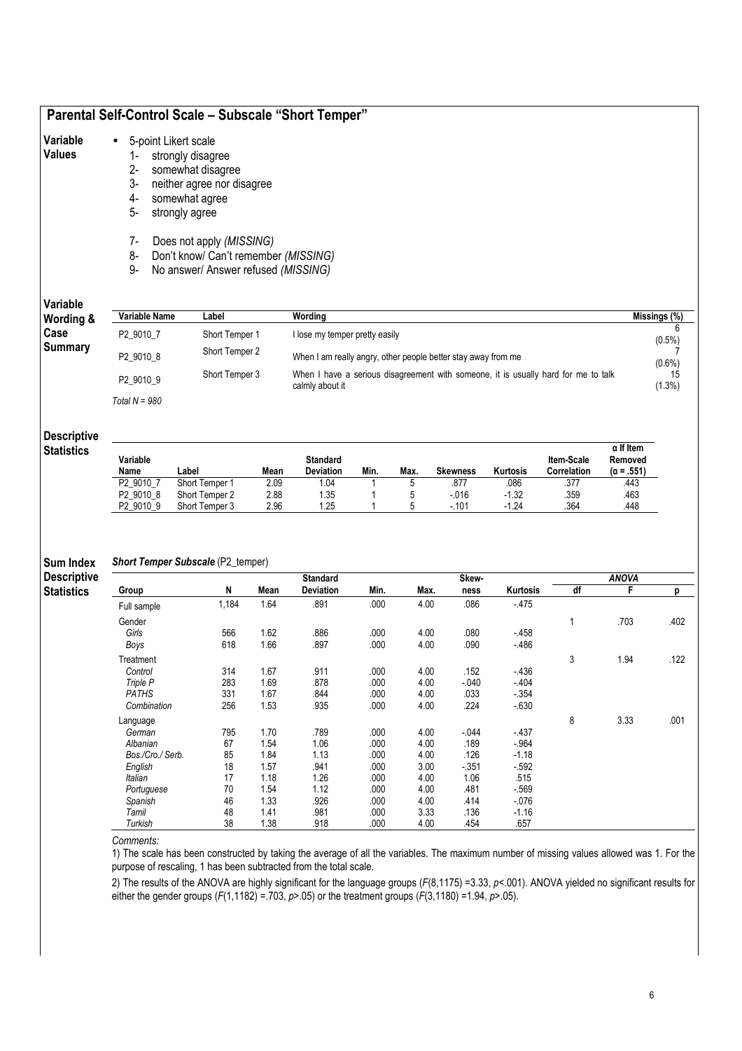## Parental Self-Control Scale – Subscale "Short Temper"

**Variable Values**

- 5-point Likert scale
  1- strongly disagree
  2- somewhat disagree
  3- neither agree nor disagree
  4- somewhat agree
  5- strongly agree

  7- Does not apply *(MISSING)*
  8- Don't know/ Can't remember *(MISSING)*
  9- No answer/ Answer refused *(MISSING)*

**Variable Wording & Case Summary**

| Variable Name | Label | Wording | Missings (%) |
|---|---|---|---|
| P2_9010_7 | Short Temper 1 | I lose my temper pretty easily | 6 (0.5%) |
| P2_9010_8 | Short Temper 2 | When I am really angry, other people better stay away from me | 7 (0.6%) |
| P2_9010_9 | Short Temper 3 | When I have a serious disagreement with someone, it is usually hard for me to talk calmly about it | 15 (1.3%) |

*Total N = 980*

**Descriptive Statistics**

| Variable Name | Label | Mean | Standard Deviation | Min. | Max. | Skewness | Kurtosis | Item-Scale Correlation | α If Item Removed (α = .551) |
|---|---|---|---|---|---|---|---|---|---|
| P2_9010_7 | Short Temper 1 | 2.09 | 1.04 | 1 | 5 | .877 | .086 | .377 | .443 |
| P2_9010_8 | Short Temper 2 | 2.88 | 1.35 | 1 | 5 | -.016 | -1.32 | .359 | .463 |
| P2_9010_9 | Short Temper 3 | 2.96 | 1.25 | 1 | 5 | -.101 | -1.24 | .364 | .448 |

**Sum Index Descriptive Statistics**

***Short Temper Subscale*** (P2_temper)

| Group | N | Mean | Standard Deviation | Min. | Max. | Skew-ness | Kurtosis | ANOVA df | F | p |
|---|---|---|---|---|---|---|---|---|---|---|
| Full sample | 1,184 | 1.64 | .891 | .000 | 4.00 | .086 | -.475 | | | |
| Gender | | | | | | | | 1 | .703 | .402 |
| *Girls* | 566 | 1.62 | .886 | .000 | 4.00 | .080 | -.458 | | | |
| *Boys* | 618 | 1.66 | .897 | .000 | 4.00 | .090 | -.486 | | | |
| Treatment | | | | | | | | 3 | 1.94 | .122 |
| *Control* | 314 | 1.67 | .911 | .000 | 4.00 | .152 | -.436 | | | |
| *Triple P* | 283 | 1.69 | .878 | .000 | 4.00 | -.040 | -.404 | | | |
| *PATHS* | 331 | 1.67 | .844 | .000 | 4.00 | .033 | -.354 | | | |
| *Combination* | 256 | 1.53 | .935 | .000 | 4.00 | .224 | -.630 | | | |
| Language | | | | | | | | 8 | 3.33 | .001 |
| *German* | 795 | 1.70 | .789 | .000 | 4.00 | -.044 | -.437 | | | |
| *Albanian* | 67 | 1.54 | 1.06 | .000 | 4.00 | .189 | -.964 | | | |
| *Bos./Cro./ Serb.* | 85 | 1.84 | 1.13 | .000 | 4.00 | .126 | -1.18 | | | |
| *English* | 18 | 1.57 | .941 | .000 | 3.00 | -.351 | -.592 | | | |
| *Italian* | 17 | 1.18 | 1.26 | .000 | 4.00 | 1.06 | .515 | | | |
| *Portuguese* | 70 | 1.54 | 1.12 | .000 | 4.00 | .481 | -.569 | | | |
| *Spanish* | 46 | 1.33 | .926 | .000 | 4.00 | .414 | -.076 | | | |
| *Tamil* | 48 | 1.41 | .981 | .000 | 3.33 | .136 | -1.16 | | | |
| *Turkish* | 38 | 1.38 | .918 | .000 | 4.00 | .454 | .657 | | | |

*Comments:*

1) The scale has been constructed by taking the average of all the variables. The maximum number of missing values allowed was 1. For the purpose of rescaling, 1 has been subtracted from the total scale.

2) The results of the ANOVA are highly significant for the language groups ($F(8,1175) = 3.33$, $p < .001$). ANOVA yielded no significant results for either the gender groups ($F(1,1182) = .703$, $p > .05$) or the treatment groups ($F(3,1180) = 1.94$, $p > .05$).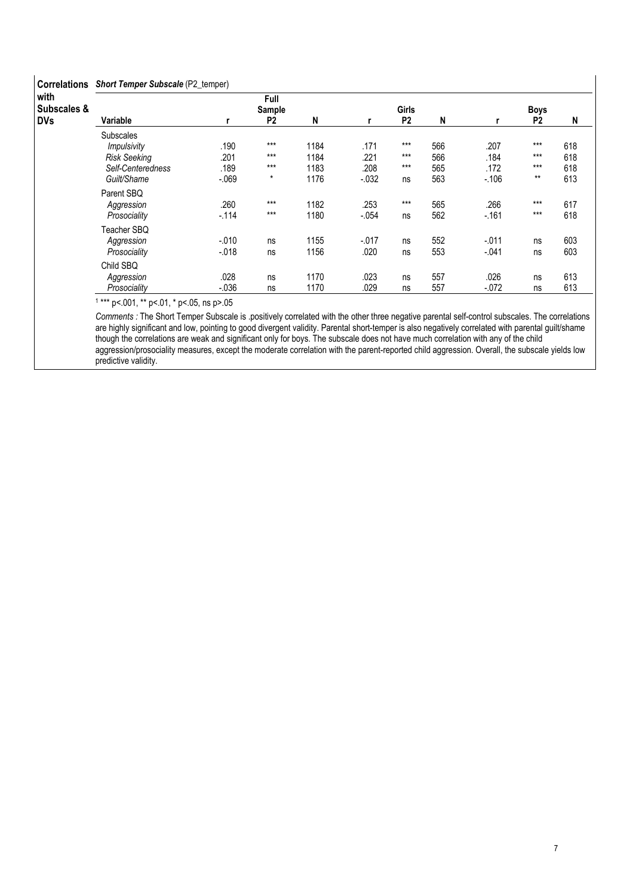**Correlations with Subscales & DVs** — ***Short Temper Subscale*** **(P2_temper)**

| Variable | Full Sample r | P2 | N | Girls r | P2 | N | Boys r | P2 | N |
|---|---|---|---|---|---|---|---|---|---|
| Subscales | | | | | | | | | |
| *Impulsivity* | .190 | *** | 1184 | .171 | *** | 566 | .207 | *** | 618 |
| *Risk Seeking* | .201 | *** | 1184 | .221 | *** | 566 | .184 | *** | 618 |
| *Self-Centeredness* | .189 | *** | 1183 | .208 | *** | 565 | .172 | *** | 618 |
| *Guilt/Shame* | -.069 | * | 1176 | -.032 | ns | 563 | -.106 | ** | 613 |
| Parent SBQ | | | | | | | | | |
| *Aggression* | .260 | *** | 1182 | .253 | *** | 565 | .266 | *** | 617 |
| *Prosociality* | -.114 | *** | 1180 | -.054 | ns | 562 | -.161 | *** | 618 |
| Teacher SBQ | | | | | | | | | |
| *Aggression* | -.010 | ns | 1155 | -.017 | ns | 552 | -.011 | ns | 603 |
| *Prosociality* | -.018 | ns | 1156 | .020 | ns | 553 | -.041 | ns | 603 |
| Child SBQ | | | | | | | | | |
| *Aggression* | .028 | ns | 1170 | .023 | ns | 557 | .026 | ns | 613 |
| *Prosociality* | -.036 | ns | 1170 | .029 | ns | 557 | -.072 | ns | 613 |

[1] *** p<.001, ** p<.01, * p<.05, ns p>.05

*Comments :* The Short Temper Subscale is .positively correlated with the other three negative parental self-control subscales. The correlations are highly significant and low, pointing to good divergent validity. Parental short-temper is also negatively correlated with parental guilt/shame though the correlations are weak and significant only for boys. The subscale does not have much correlation with any of the child aggression/prosociality measures, except the moderate correlation with the parent-reported child aggression. Overall, the subscale yields low predictive validity.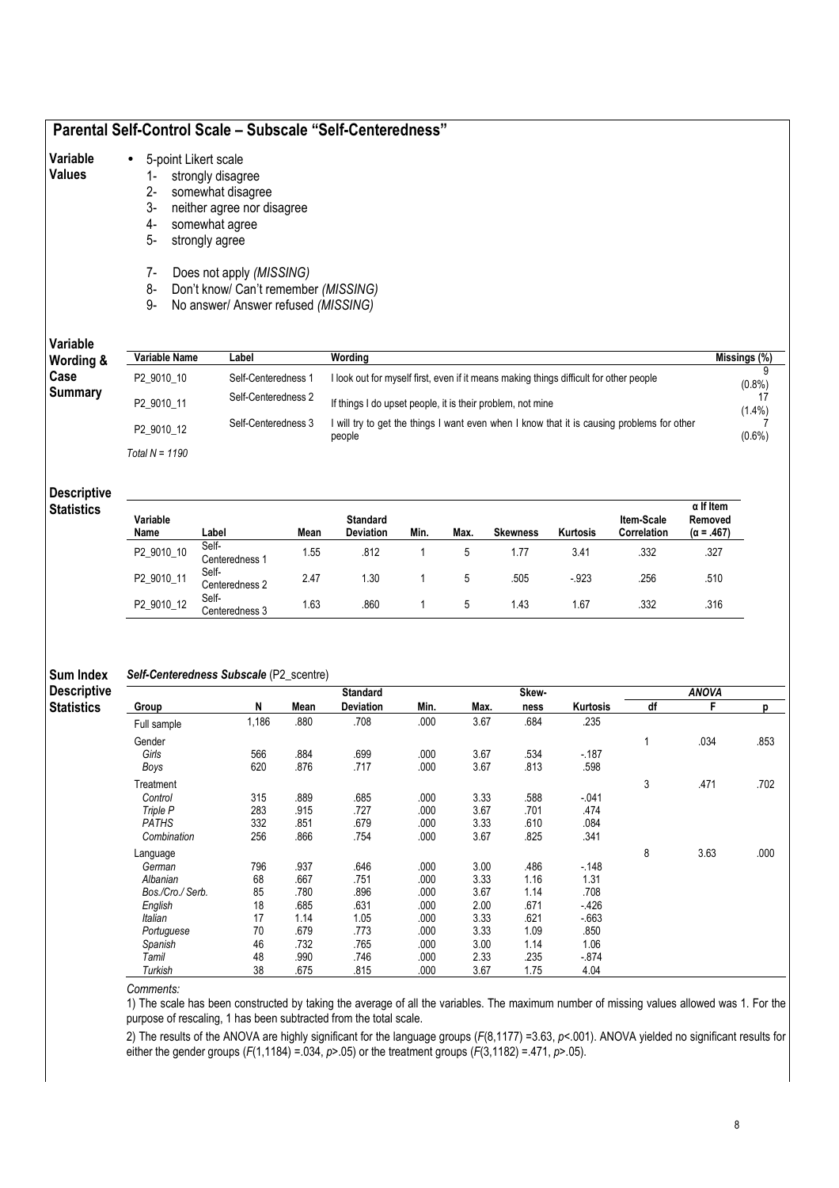## Parental Self-Control Scale – Subscale "Self-Centeredness"

**Variable Values**

- 5-point Likert scale
  1- strongly disagree
  2- somewhat disagree
  3- neither agree nor disagree
  4- somewhat agree
  5- strongly agree

  7- Does not apply *(MISSING)*
  8- Don't know/ Can't remember *(MISSING)*
  9- No answer/ Answer refused *(MISSING)*

**Variable Wording & Case Summary**

| Variable Name | Label | Wording | Missings (%) |
|---|---|---|---|
| P2_9010_10 | Self-Centeredness 1 | I look out for myself first, even if it means making things difficult for other people | 9 (0.8%) |
| P2_9010_11 | Self-Centeredness 2 | If things I do upset people, it is their problem, not mine | 17 (1.4%) |
| P2_9010_12 | Self-Centeredness 3 | I will try to get the things I want even when I know that it is causing problems for other people | 7 (0.6%) |

*Total N = 1190*

**Descriptive Statistics**

| Variable Name | Label | Mean | Standard Deviation | Min. | Max. | Skewness | Kurtosis | Item-Scale Correlation | α If Item Removed (α = .467) |
|---|---|---|---|---|---|---|---|---|---|
| P2_9010_10 | Self-Centeredness 1 | 1.55 | .812 | 1 | 5 | 1.77 | 3.41 | .332 | .327 |
| P2_9010_11 | Self-Centeredness 2 | 2.47 | 1.30 | 1 | 5 | .505 | -.923 | .256 | .510 |
| P2_9010_12 | Self-Centeredness 3 | 1.63 | .860 | 1 | 5 | 1.43 | 1.67 | .332 | .316 |

**Sum Index Descriptive Statistics**

***Self-Centeredness Subscale*** (P2_scentre)

| Group | N | Mean | Standard Deviation | Min. | Max. | Skewness | Kurtosis | ANOVA df | ANOVA F | ANOVA p |
|---|---|---|---|---|---|---|---|---|---|---|
| Full sample | 1,186 | .880 | .708 | .000 | 3.67 | .684 | .235 | | | |
| Gender | | | | | | | | 1 | .034 | .853 |
| *Girls* | 566 | .884 | .699 | .000 | 3.67 | .534 | -.187 | | | |
| *Boys* | 620 | .876 | .717 | .000 | 3.67 | .813 | .598 | | | |
| Treatment | | | | | | | | 3 | .471 | .702 |
| *Control* | 315 | .889 | .685 | .000 | 3.33 | .588 | -.041 | | | |
| *Triple P* | 283 | .915 | .727 | .000 | 3.67 | .701 | .474 | | | |
| *PATHS* | 332 | .851 | .679 | .000 | 3.33 | .610 | .084 | | | |
| *Combination* | 256 | .866 | .754 | .000 | 3.67 | .825 | .341 | | | |
| Language | | | | | | | | 8 | 3.63 | .000 |
| *German* | 796 | .937 | .646 | .000 | 3.00 | .486 | -.148 | | | |
| *Albanian* | 68 | .667 | .751 | .000 | 3.33 | 1.16 | 1.31 | | | |
| *Bos./Cro./ Serb.* | 85 | .780 | .896 | .000 | 3.67 | 1.14 | .708 | | | |
| *English* | 18 | .685 | .631 | .000 | 2.00 | .671 | -.426 | | | |
| *Italian* | 17 | 1.14 | 1.05 | .000 | 3.33 | .621 | -.663 | | | |
| *Portuguese* | 70 | .679 | .773 | .000 | 3.33 | 1.09 | .850 | | | |
| *Spanish* | 46 | .732 | .765 | .000 | 3.00 | 1.14 | 1.06 | | | |
| *Tamil* | 48 | .990 | .746 | .000 | 2.33 | .235 | -.874 | | | |
| *Turkish* | 38 | .675 | .815 | .000 | 3.67 | 1.75 | 4.04 | | | |

*Comments:*

1) The scale has been constructed by taking the average of all the variables. The maximum number of missing values allowed was 1. For the purpose of rescaling, 1 has been subtracted from the total scale.

2) The results of the ANOVA are highly significant for the language groups ($F(8,1177) = 3.63$, $p < .001$). ANOVA yielded no significant results for either the gender groups ($F(1,1184) = .034$, $p > .05$) or the treatment groups ($F(3,1182) = .471$, $p > .05$).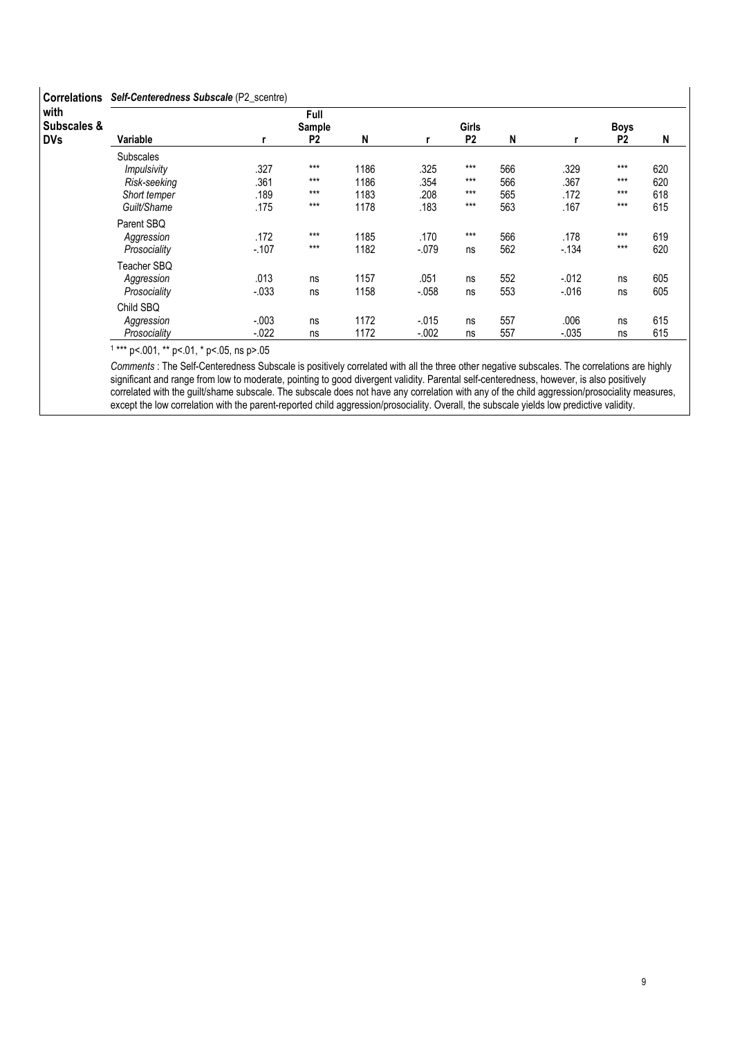**Correlations with Subscales & DVs** — ***Self-Centeredness Subscale*** (P2_scentre)

| Variable | Full Sample r | Full Sample P2 | Full Sample N | Girls r | Girls P2 | Girls N | Boys r | Boys P2 | Boys N |
|---|---|---|---|---|---|---|---|---|---|
| Subscales | | | | | | | | | |
| *Impulsivity* | .327 | *** | 1186 | .325 | *** | 566 | .329 | *** | 620 |
| *Risk-seeking* | .361 | *** | 1186 | .354 | *** | 566 | .367 | *** | 620 |
| *Short temper* | .189 | *** | 1183 | .208 | *** | 565 | .172 | *** | 618 |
| *Guilt/Shame* | .175 | *** | 1178 | .183 | *** | 563 | .167 | *** | 615 |
| Parent SBQ | | | | | | | | | |
| *Aggression* | .172 | *** | 1185 | .170 | *** | 566 | .178 | *** | 619 |
| *Prosociality* | -.107 | *** | 1182 | -.079 | ns | 562 | -.134 | *** | 620 |
| Teacher SBQ | | | | | | | | | |
| *Aggression* | .013 | ns | 1157 | .051 | ns | 552 | -.012 | ns | 605 |
| *Prosociality* | -.033 | ns | 1158 | -.058 | ns | 553 | -.016 | ns | 605 |
| Child SBQ | | | | | | | | | |
| *Aggression* | -.003 | ns | 1172 | -.015 | ns | 557 | .006 | ns | 615 |
| *Prosociality* | -.022 | ns | 1172 | -.002 | ns | 557 | -.035 | ns | 615 |

[1] *** p<.001, ** p<.01, * p<.05, ns p>.05

*Comments* : The Self-Centeredness Subscale is positively correlated with all the three other negative subscales. The correlations are highly significant and range from low to moderate, pointing to good divergent validity. Parental self-centeredness, however, is also positively correlated with the guilt/shame subscale. The subscale does not have any correlation with any of the child aggression/prosociality measures, except the low correlation with the parent-reported child aggression/prosociality. Overall, the subscale yields low predictive validity.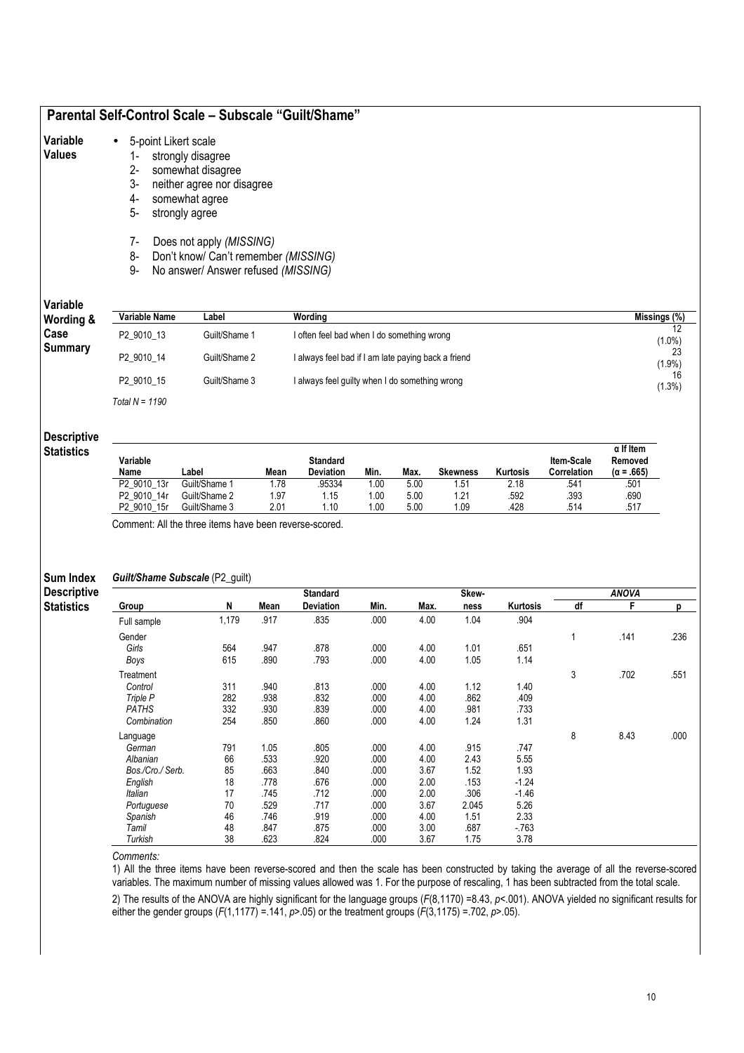## Parental Self-Control Scale – Subscale "Guilt/Shame"

**Variable Values**

- 5-point Likert scale
  1- strongly disagree
  2- somewhat disagree
  3- neither agree nor disagree
  4- somewhat agree
  5- strongly agree

  7- Does not apply *(MISSING)*
  8- Don't know/ Can't remember *(MISSING)*
  9- No answer/ Answer refused *(MISSING)*

**Variable Wording & Case Summary**

| Variable Name | Label | Wording | Missings (%) |
|---|---|---|---|
| P2_9010_13 | Guilt/Shame 1 | I often feel bad when I do something wrong | 12 (1.0%) |
| P2_9010_14 | Guilt/Shame 2 | I always feel bad if I am late paying back a friend | 23 (1.9%) |
| P2_9010_15 | Guilt/Shame 3 | I always feel guilty when I do something wrong | 16 (1.3%) |

*Total N = 1190*

**Descriptive Statistics**

| Variable Name | Label | Mean | Standard Deviation | Min. | Max. | Skewness | Kurtosis | Item-Scale Correlation | α If Item Removed (α = .665) |
|---|---|---|---|---|---|---|---|---|---|
| P2_9010_13r | Guilt/Shame 1 | 1.78 | .95334 | 1.00 | 5.00 | 1.51 | 2.18 | .541 | .501 |
| P2_9010_14r | Guilt/Shame 2 | 1.97 | 1.15 | 1.00 | 5.00 | 1.21 | .592 | .393 | .690 |
| P2_9010_15r | Guilt/Shame 3 | 2.01 | 1.10 | 1.00 | 5.00 | 1.09 | .428 | .514 | .517 |

Comment: All the three items have been reverse-scored.

**Sum Index Descriptive Statistics**

***Guilt/Shame Subscale*** (P2_guilt)

| Group | N | Mean | Standard Deviation | Min. | Max. | Skew-ness | Kurtosis | ANOVA df | ANOVA F | ANOVA p |
|---|---|---|---|---|---|---|---|---|---|---|
| Full sample | 1,179 | .917 | .835 | .000 | 4.00 | 1.04 | .904 | | | |
| Gender | | | | | | | | 1 | .141 | .236 |
| *Girls* | 564 | .947 | .878 | .000 | 4.00 | 1.01 | .651 | | | |
| *Boys* | 615 | .890 | .793 | .000 | 4.00 | 1.05 | 1.14 | | | |
| Treatment | | | | | | | | 3 | .702 | .551 |
| *Control* | 311 | .940 | .813 | .000 | 4.00 | 1.12 | 1.40 | | | |
| *Triple P* | 282 | .938 | .832 | .000 | 4.00 | .862 | .409 | | | |
| *PATHS* | 332 | .930 | .839 | .000 | 4.00 | .981 | .733 | | | |
| *Combination* | 254 | .850 | .860 | .000 | 4.00 | 1.24 | 1.31 | | | |
| Language | | | | | | | | 8 | 8.43 | .000 |
| *German* | 791 | 1.05 | .805 | .000 | 4.00 | .915 | .747 | | | |
| *Albanian* | 66 | .533 | .920 | .000 | 4.00 | 2.43 | 5.55 | | | |
| *Bos./Cro./ Serb.* | 85 | .663 | .840 | .000 | 3.67 | 1.52 | 1.93 | | | |
| *English* | 18 | .778 | .676 | .000 | 2.00 | .153 | -1.24 | | | |
| *Italian* | 17 | .745 | .712 | .000 | 2.00 | .306 | -1.46 | | | |
| *Portuguese* | 70 | .529 | .717 | .000 | 3.67 | 2.045 | 5.26 | | | |
| *Spanish* | 46 | .746 | .919 | .000 | 4.00 | 1.51 | 2.33 | | | |
| *Tamil* | 48 | .847 | .875 | .000 | 3.00 | .687 | -.763 | | | |
| *Turkish* | 38 | .623 | .824 | .000 | 3.67 | 1.75 | 3.78 | | | |

*Comments:*

1) All the three items have been reverse-scored and then the scale has been constructed by taking the average of all the reverse-scored variables. The maximum number of missing values allowed was 1. For the purpose of rescaling, 1 has been subtracted from the total scale.

2) The results of the ANOVA are highly significant for the language groups ($F(8,1170) = 8.43$, $p < .001$). ANOVA yielded no significant results for either the gender groups ($F(1,1177) = .141$, $p > .05$) or the treatment groups ($F(3,1175) = .702$, $p > .05$).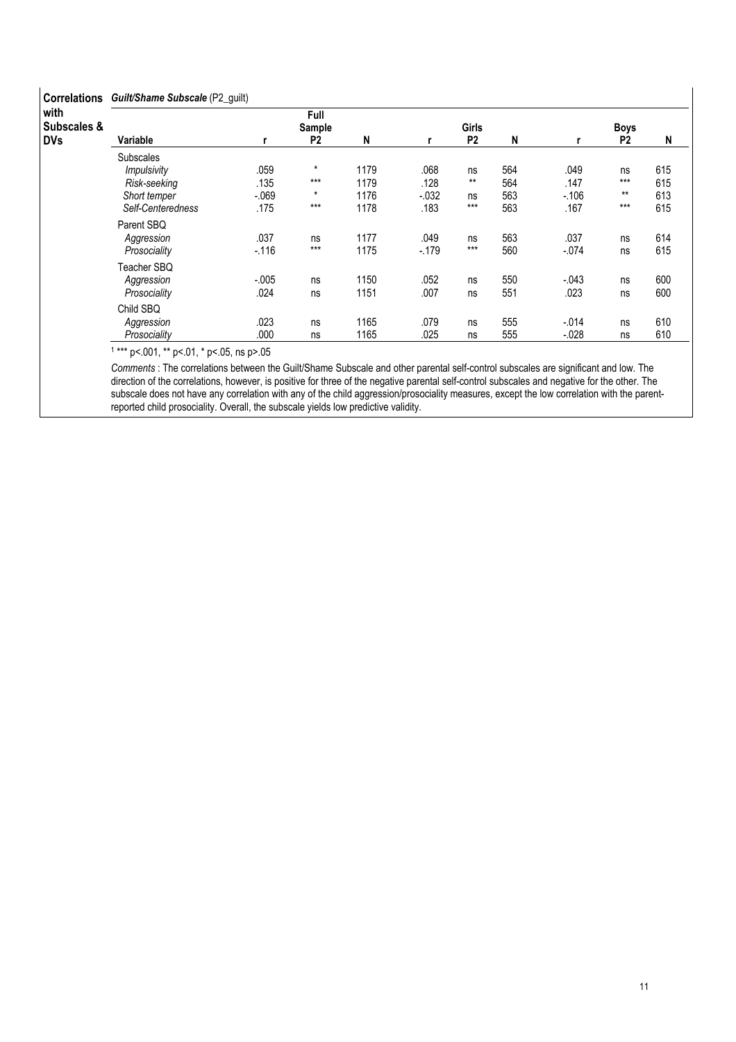**Correlations with Subscales & DVs**

***Guilt/Shame Subscale*** (P2_guilt)

| Variable | Full Sample r | Full Sample P2 | Full Sample N | Girls r | Girls P2 | Girls N | Boys r | Boys P2 | Boys N |
|---|---|---|---|---|---|---|---|---|---|
| Subscales | | | | | | | | | |
| *Impulsivity* | .059 | * | 1179 | .068 | ns | 564 | .049 | ns | 615 |
| *Risk-seeking* | .135 | *** | 1179 | .128 | ** | 564 | .147 | *** | 615 |
| *Short temper* | -.069 | * | 1176 | -.032 | ns | 563 | -.106 | ** | 613 |
| *Self-Centeredness* | .175 | *** | 1178 | .183 | *** | 563 | .167 | *** | 615 |
| Parent SBQ | | | | | | | | | |
| *Aggression* | .037 | ns | 1177 | .049 | ns | 563 | .037 | ns | 614 |
| *Prosociality* | -.116 | *** | 1175 | -.179 | *** | 560 | -.074 | ns | 615 |
| Teacher SBQ | | | | | | | | | |
| *Aggression* | -.005 | ns | 1150 | .052 | ns | 550 | -.043 | ns | 600 |
| *Prosociality* | .024 | ns | 1151 | .007 | ns | 551 | .023 | ns | 600 |
| Child SBQ | | | | | | | | | |
| *Aggression* | .023 | ns | 1165 | .079 | ns | 555 | -.014 | ns | 610 |
| *Prosociality* | .000 | ns | 1165 | .025 | ns | 555 | -.028 | ns | 610 |

[1] *** p<.001, ** p<.01, * p<.05, ns p>.05

*Comments* : The correlations between the Guilt/Shame Subscale and other parental self-control subscales are significant and low. The direction of the correlations, however, is positive for three of the negative parental self-control subscales and negative for the other. The subscale does not have any correlation with any of the child aggression/prosociality measures, except the low correlation with the parent-reported child prosociality. Overall, the subscale yields low predictive validity.